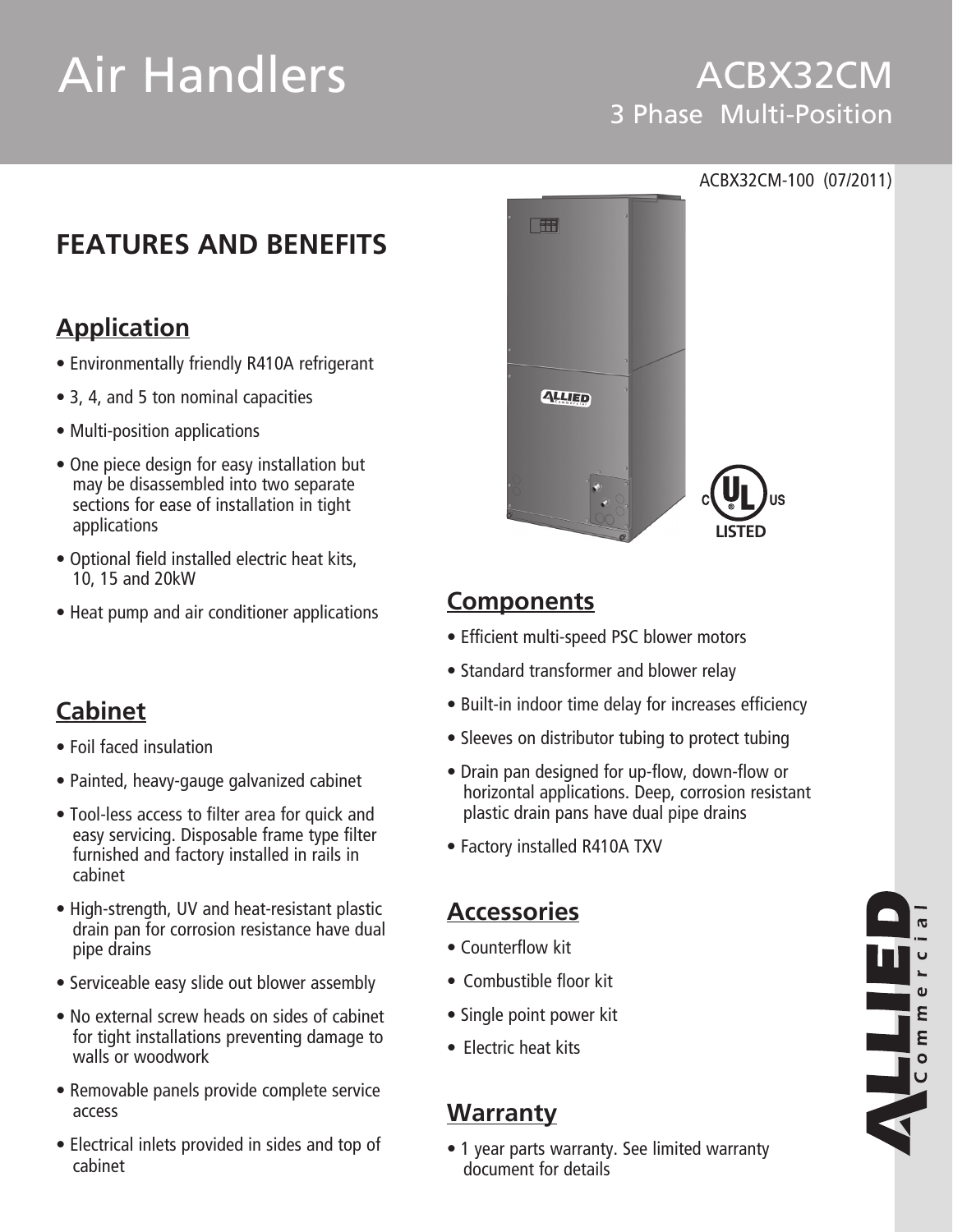# Air Handlers

## ACBX32CM
### 3 Phase Multi-Position

ACBX32CM-100 (07/2011)

## FEATURES AND BENEFITS

### Application

- Environmentally friendly R410A refrigerant
- 3, 4, and 5 ton nominal capacities
- Multi-position applications
- One piece design for easy installation but may be disassembled into two separate sections for ease of installation in tight applications
- Optional field installed electric heat kits, 10, 15 and 20kW
- Heat pump and air conditioner applications

### Cabinet

- Foil faced insulation
- Painted, heavy-gauge galvanized cabinet
- Tool-less access to filter area for quick and easy servicing. Disposable frame type filter furnished and factory installed in rails in cabinet
- High-strength, UV and heat-resistant plastic drain pan for corrosion resistance have dual pipe drains
- Serviceable easy slide out blower assembly
- No external screw heads on sides of cabinet for tight installations preventing damage to walls or woodwork
- Removable panels provide complete service access
- Electrical inlets provided in sides and top of cabinet

### Components

- Efficient multi-speed PSC blower motors
- Standard transformer and blower relay
- Built-in indoor time delay for increases efficiency
- Sleeves on distributor tubing to protect tubing
- Drain pan designed for up-flow, down-flow or horizontal applications. Deep, corrosion resistant plastic drain pans have dual pipe drains
- Factory installed R410A TXV

### Accessories

- Counterflow kit
- Combustible floor kit
- Single point power kit
- Electric heat kits

### Warranty

- 1 year parts warranty. See limited warranty document for details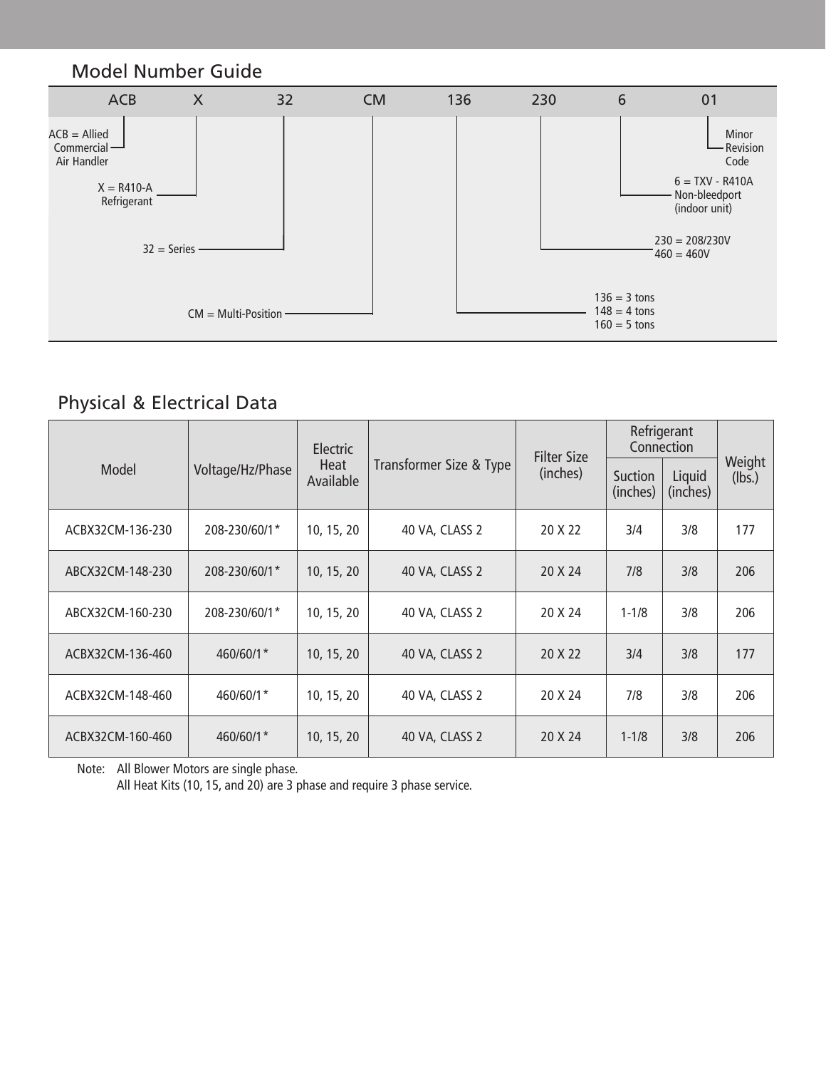## Model Number Guide

| ACB | X | 32 | CM | 136 | 230 | 6 | 01 |
|---|---|---|---|---|---|---|---|

- ACB = Allied Commercial Air Handler
- X = R410-A Refrigerant
- 32 = Series
- CM = Multi-Position
- 136 = 3 tons
  148 = 4 tons
  160 = 5 tons
- 230 = 208/230V
  460 = 460V
- 6 = TXV - R410A Non-bleedport (indoor unit)
- 01 = Minor Revision Code

## Physical & Electrical Data

| Model | Voltage/Hz/Phase | Electric Heat Available | Transformer Size & Type | Filter Size (inches) | Refrigerant Connection | | Weight (lbs.) |
|---|---|---|---|---|---|---|---|
| | | | | | Suction (inches) | Liquid (inches) | |
| ACBX32CM-136-230 | 208-230/60/1* | 10, 15, 20 | 40 VA, CLASS 2 | 20 X 22 | 3/4 | 3/8 | 177 |
| ABCX32CM-148-230 | 208-230/60/1* | 10, 15, 20 | 40 VA, CLASS 2 | 20 X 24 | 7/8 | 3/8 | 206 |
| ABCX32CM-160-230 | 208-230/60/1* | 10, 15, 20 | 40 VA, CLASS 2 | 20 X 24 | 1-1/8 | 3/8 | 206 |
| ACBX32CM-136-460 | 460/60/1* | 10, 15, 20 | 40 VA, CLASS 2 | 20 X 22 | 3/4 | 3/8 | 177 |
| ACBX32CM-148-460 | 460/60/1* | 10, 15, 20 | 40 VA, CLASS 2 | 20 X 24 | 7/8 | 3/8 | 206 |
| ACBX32CM-160-460 | 460/60/1* | 10, 15, 20 | 40 VA, CLASS 2 | 20 X 24 | 1-1/8 | 3/8 | 206 |

Note: All Blower Motors are single phase.
All Heat Kits (10, 15, and 20) are 3 phase and require 3 phase service.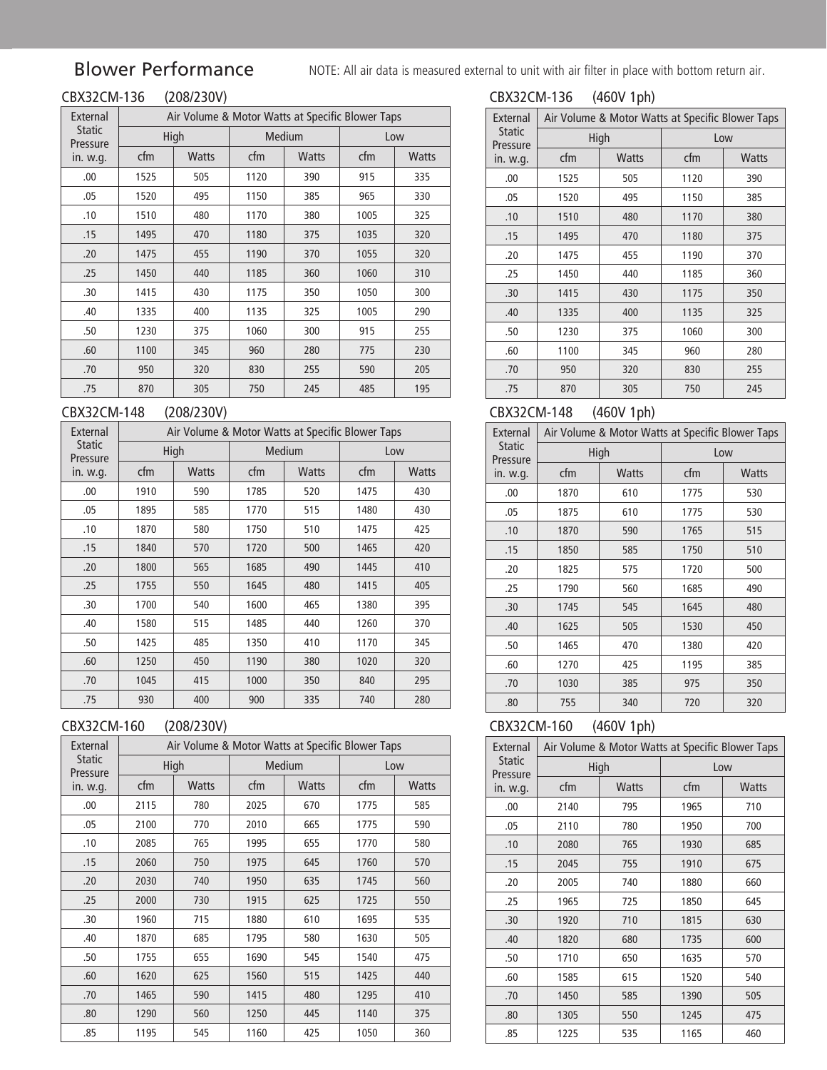## Blower Performance

NOTE: All air data is measured external to unit with air filter in place with bottom return air.

### CBX32CM-136 (208/230V)

| External Static Pressure | Air Volume & Motor Watts at Specific Blower Taps | | | | | |
|---|---|---|---|---|---|---|
| | High | | Medium | | Low | |
| in. w.g. | cfm | Watts | cfm | Watts | cfm | Watts |
| .00 | 1525 | 505 | 1120 | 390 | 915 | 335 |
| .05 | 1520 | 495 | 1150 | 385 | 965 | 330 |
| .10 | 1510 | 480 | 1170 | 380 | 1005 | 325 |
| .15 | 1495 | 470 | 1180 | 375 | 1035 | 320 |
| .20 | 1475 | 455 | 1190 | 370 | 1055 | 320 |
| .25 | 1450 | 440 | 1185 | 360 | 1060 | 310 |
| .30 | 1415 | 430 | 1175 | 350 | 1050 | 300 |
| .40 | 1335 | 400 | 1135 | 325 | 1005 | 290 |
| .50 | 1230 | 375 | 1060 | 300 | 915 | 255 |
| .60 | 1100 | 345 | 960 | 280 | 775 | 230 |
| .70 | 950 | 320 | 830 | 255 | 590 | 205 |
| .75 | 870 | 305 | 750 | 245 | 485 | 195 |

### CBX32CM-148 (208/230V)

| External Static Pressure | Air Volume & Motor Watts at Specific Blower Taps | | | | | |
|---|---|---|---|---|---|---|
| | High | | Medium | | Low | |
| in. w.g. | cfm | Watts | cfm | Watts | cfm | Watts |
| .00 | 1910 | 590 | 1785 | 520 | 1475 | 430 |
| .05 | 1895 | 585 | 1770 | 515 | 1480 | 430 |
| .10 | 1870 | 580 | 1750 | 510 | 1475 | 425 |
| .15 | 1840 | 570 | 1720 | 500 | 1465 | 420 |
| .20 | 1800 | 565 | 1685 | 490 | 1445 | 410 |
| .25 | 1755 | 550 | 1645 | 480 | 1415 | 405 |
| .30 | 1700 | 540 | 1600 | 465 | 1380 | 395 |
| .40 | 1580 | 515 | 1485 | 440 | 1260 | 370 |
| .50 | 1425 | 485 | 1350 | 410 | 1170 | 345 |
| .60 | 1250 | 450 | 1190 | 380 | 1020 | 320 |
| .70 | 1045 | 415 | 1000 | 350 | 840 | 295 |
| .75 | 930 | 400 | 900 | 335 | 740 | 280 |

### CBX32CM-160 (208/230V)

| External Static Pressure | Air Volume & Motor Watts at Specific Blower Taps | | | | | |
|---|---|---|---|---|---|---|
| | High | | Medium | | Low | |
| in. w.g. | cfm | Watts | cfm | Watts | cfm | Watts |
| .00 | 2115 | 780 | 2025 | 670 | 1775 | 585 |
| .05 | 2100 | 770 | 2010 | 665 | 1775 | 590 |
| .10 | 2085 | 765 | 1995 | 655 | 1770 | 580 |
| .15 | 2060 | 750 | 1975 | 645 | 1760 | 570 |
| .20 | 2030 | 740 | 1950 | 635 | 1745 | 560 |
| .25 | 2000 | 730 | 1915 | 625 | 1725 | 550 |
| .30 | 1960 | 715 | 1880 | 610 | 1695 | 535 |
| .40 | 1870 | 685 | 1795 | 580 | 1630 | 505 |
| .50 | 1755 | 655 | 1690 | 545 | 1540 | 475 |
| .60 | 1620 | 625 | 1560 | 515 | 1425 | 440 |
| .70 | 1465 | 590 | 1415 | 480 | 1295 | 410 |
| .80 | 1290 | 560 | 1250 | 445 | 1140 | 375 |
| .85 | 1195 | 545 | 1160 | 425 | 1050 | 360 |

### CBX32CM-136 (460V 1ph)

| External Static Pressure | Air Volume & Motor Watts at Specific Blower Taps | | | |
|---|---|---|---|---|
| | High | | Low | |
| in. w.g. | cfm | Watts | cfm | Watts |
| .00 | 1525 | 505 | 1120 | 390 |
| .05 | 1520 | 495 | 1150 | 385 |
| .10 | 1510 | 480 | 1170 | 380 |
| .15 | 1495 | 470 | 1180 | 375 |
| .20 | 1475 | 455 | 1190 | 370 |
| .25 | 1450 | 440 | 1185 | 360 |
| .30 | 1415 | 430 | 1175 | 350 |
| .40 | 1335 | 400 | 1135 | 325 |
| .50 | 1230 | 375 | 1060 | 300 |
| .60 | 1100 | 345 | 960 | 280 |
| .70 | 950 | 320 | 830 | 255 |
| .75 | 870 | 305 | 750 | 245 |

### CBX32CM-148 (460V 1ph)

| External Static Pressure | Air Volume & Motor Watts at Specific Blower Taps | | | |
|---|---|---|---|---|
| | High | | Low | |
| in. w.g. | cfm | Watts | cfm | Watts |
| .00 | 1870 | 610 | 1775 | 530 |
| .05 | 1875 | 610 | 1775 | 530 |
| .10 | 1870 | 590 | 1765 | 515 |
| .15 | 1850 | 585 | 1750 | 510 |
| .20 | 1825 | 575 | 1720 | 500 |
| .25 | 1790 | 560 | 1685 | 490 |
| .30 | 1745 | 545 | 1645 | 480 |
| .40 | 1625 | 505 | 1530 | 450 |
| .50 | 1465 | 470 | 1380 | 420 |
| .60 | 1270 | 425 | 1195 | 385 |
| .70 | 1030 | 385 | 975 | 350 |
| .80 | 755 | 340 | 720 | 320 |

### CBX32CM-160 (460V 1ph)

| External Static Pressure | Air Volume & Motor Watts at Specific Blower Taps | | | |
|---|---|---|---|---|
| | High | | Low | |
| in. w.g. | cfm | Watts | cfm | Watts |
| .00 | 2140 | 795 | 1965 | 710 |
| .05 | 2110 | 780 | 1950 | 700 |
| .10 | 2080 | 765 | 1930 | 685 |
| .15 | 2045 | 755 | 1910 | 675 |
| .20 | 2005 | 740 | 1880 | 660 |
| .25 | 1965 | 725 | 1850 | 645 |
| .30 | 1920 | 710 | 1815 | 630 |
| .40 | 1820 | 680 | 1735 | 600 |
| .50 | 1710 | 650 | 1635 | 570 |
| .60 | 1585 | 615 | 1520 | 540 |
| .70 | 1450 | 585 | 1390 | 505 |
| .80 | 1305 | 550 | 1245 | 475 |
| .85 | 1225 | 535 | 1165 | 460 |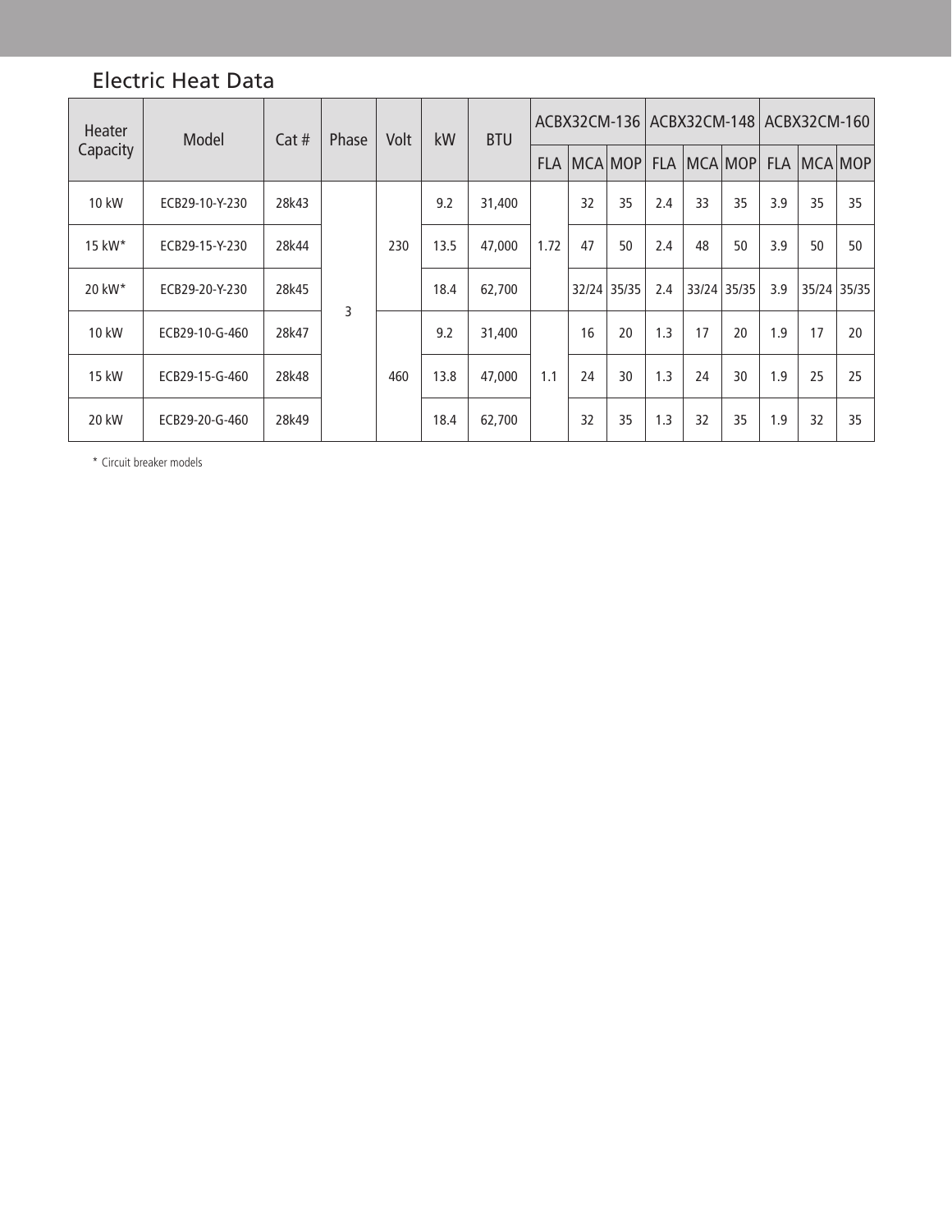## Electric Heat Data

| Heater Capacity | Model | Cat # | Phase | Volt | kW | BTU | ACBX32CM-136 | | | ACBX32CM-148 | | | ACBX32CM-160 | | |
|---|---|---|---|---|---|---|---|---|---|---|---|---|---|---|---|
| | | | | | | | FLA | MCA | MOP | FLA | MCA | MOP | FLA | MCA | MOP |
| 10 kW | ECB29-10-Y-230 | 28k43 | 3 | 230 | 9.2 | 31,400 | 1.72 | 32 | 35 | 2.4 | 33 | 35 | 3.9 | 35 | 35 |
| 15 kW* | ECB29-15-Y-230 | 28k44 | 3 | 230 | 13.5 | 47,000 | 1.72 | 47 | 50 | 2.4 | 48 | 50 | 3.9 | 50 | 50 |
| 20 kW* | ECB29-20-Y-230 | 28k45 | 3 | 230 | 18.4 | 62,700 | 1.72 | 32/24 | 35/35 | 2.4 | 33/24 | 35/35 | 3.9 | 35/24 | 35/35 |
| 10 kW | ECB29-10-G-460 | 28k47 | 3 | 460 | 9.2 | 31,400 | 1.1 | 16 | 20 | 1.3 | 17 | 20 | 1.9 | 17 | 20 |
| 15 kW | ECB29-15-G-460 | 28k48 | 3 | 460 | 13.8 | 47,000 | 1.1 | 24 | 30 | 1.3 | 24 | 30 | 1.9 | 25 | 25 |
| 20 kW | ECB29-20-G-460 | 28k49 | 3 | 460 | 18.4 | 62,700 | 1.1 | 32 | 35 | 1.3 | 32 | 35 | 1.9 | 32 | 35 |

\* Circuit breaker models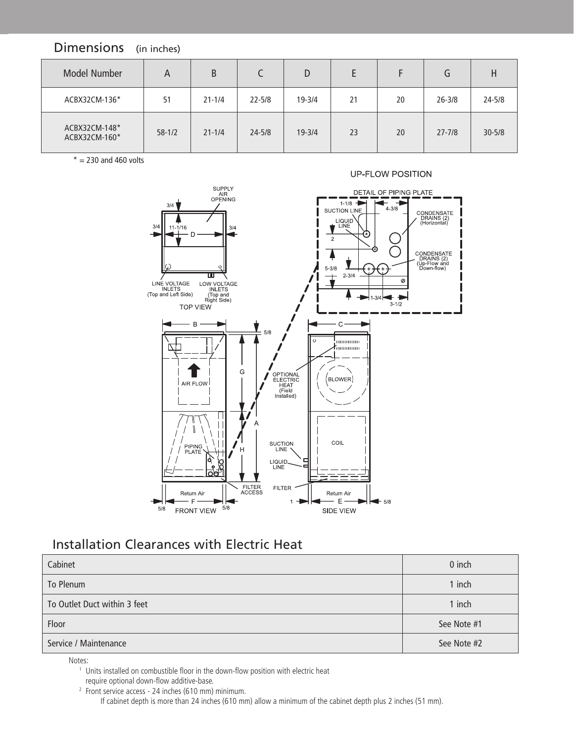## Dimensions (in inches)

| Model Number | A | B | C | D | E | F | G | H |
|---|---|---|---|---|---|---|---|---|
| ACBX32CM-136* | 51 | 21-1/4 | 22-5/8 | 19-3/4 | 21 | 20 | 26-3/8 | 24-5/8 |
| ACBX32CM-148* ACBX32CM-160* | 58-1/2 | 21-1/4 | 24-5/8 | 19-3/4 | 23 | 20 | 27-7/8 | 30-5/8 |

* = 230 and 460 volts

UP-FLOW POSITION

## Installation Clearances with Electric Heat

| | |
|---|---|
| Cabinet | 0 inch |
| To Plenum | 1 inch |
| To Outlet Duct within 3 feet | 1 inch |
| Floor | See Note #1 |
| Service / Maintenance | See Note #2 |

Notes:

1. Units installed on combustible floor in the down-flow position with electric heat require optional down-flow additive-base.
2. Front service access - 24 inches (610 mm) minimum.
   If cabinet depth is more than 24 inches (610 mm) allow a minimum of the cabinet depth plus 2 inches (51 mm).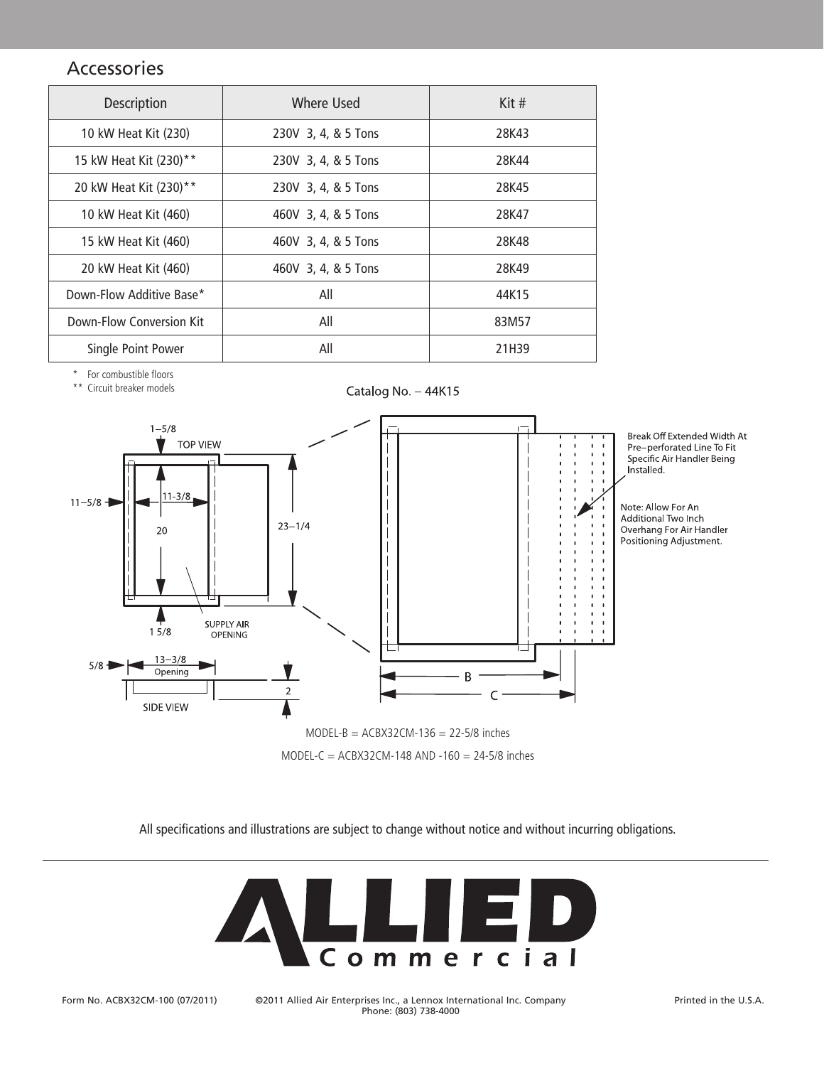## Accessories

| Description | Where Used | Kit # |
|---|---|---|
| 10 kW Heat Kit (230) | 230V 3, 4, & 5 Tons | 28K43 |
| 15 kW Heat Kit (230)** | 230V 3, 4, & 5 Tons | 28K44 |
| 20 kW Heat Kit (230)** | 230V 3, 4, & 5 Tons | 28K45 |
| 10 kW Heat Kit (460) | 460V 3, 4, & 5 Tons | 28K47 |
| 15 kW Heat Kit (460) | 460V 3, 4, & 5 Tons | 28K48 |
| 20 kW Heat Kit (460) | 460V 3, 4, & 5 Tons | 28K49 |
| Down-Flow Additive Base* | All | 44K15 |
| Down-Flow Conversion Kit | All | 83M57 |
| Single Point Power | All | 21H39 |

\* For combustible floors
\** Circuit breaker models

Catalog No. – 44K15

TOP VIEW

1–5/8

11–5/8

11-3/8

20

23–1/4

1 5/8

SUPPLY AIR OPENING

SIDE VIEW

5/8

13–3/8 Opening

2

Break Off Extended Width At Pre–perforated Line To Fit Specific Air Handler Being Installed.

Note: Allow For An Additional Two Inch Overhang For Air Handler Positioning Adjustment.

B

C

MODEL-B = ACBX32CM-136 = 22-5/8 inches

MODEL-C = ACBX32CM-148 AND -160 = 24-5/8 inches

All specifications and illustrations are subject to change without notice and without incurring obligations.

ALLIED Commercial

Form No. ACBX32CM-100 (07/2011) ©2011 Allied Air Enterprises Inc., a Lennox International Inc. Company Phone: (803) 738-4000 Printed in the U.S.A.